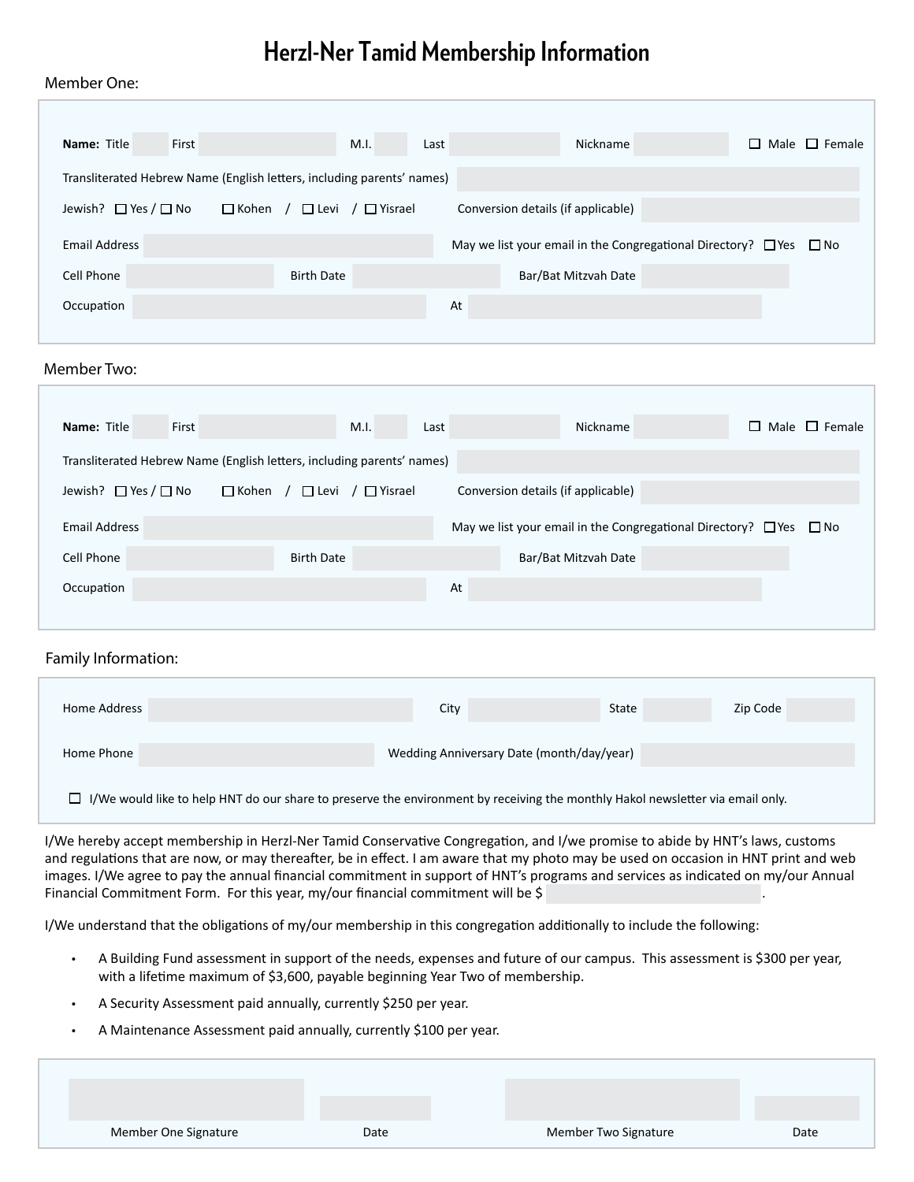# Herzl-Ner Tamid Membership Information

## Member One:

**Name:** Title ______ First ______ M.I. ______ Last ______ Nickname ______ ☐ Male ☐ Female

Transliterated Hebrew Name (English letters, including parents' names) ______

Jewish? ☐ Yes / ☐ No ☐ Kohen / ☐ Levi / ☐ Yisrael Conversion details (if applicable) ______

Email Address ______ May we list your email in the Congregational Directory? ☐ Yes ☐ No

Cell Phone ______ Birth Date ______ Bar/Bat Mitzvah Date ______

Occupation ______ At ______

## Member Two:

**Name:** Title ______ First ______ M.I. ______ Last ______ Nickname ______ ☐ Male ☐ Female

Transliterated Hebrew Name (English letters, including parents' names) ______

Jewish? ☐ Yes / ☐ No ☐ Kohen / ☐ Levi / ☐ Yisrael Conversion details (if applicable) ______

Email Address ______ May we list your email in the Congregational Directory? ☐ Yes ☐ No

Cell Phone ______ Birth Date ______ Bar/Bat Mitzvah Date ______

Occupation ______ At ______

## Family Information:

Home Address ______ City ______ State ______ Zip Code ______

Home Phone ______ Wedding Anniversary Date (month/day/year) ______

☐ I/We would like to help HNT do our share to preserve the environment by receiving the monthly Hakol newsletter via email only.

I/We hereby accept membership in Herzl-Ner Tamid Conservative Congregation, and I/we promise to abide by HNT's laws, customs and regulations that are now, or may thereafter, be in effect. I am aware that my photo may be used on occasion in HNT print and web images. I/We agree to pay the annual financial commitment in support of HNT's programs and services as indicated on my/our Annual Financial Commitment Form. For this year, my/our financial commitment will be $ ______.

I/We understand that the obligations of my/our membership in this congregation additionally to include the following:

- A Building Fund assessment in support of the needs, expenses and future of our campus. This assessment is $300 per year, with a lifetime maximum of $3,600, payable beginning Year Two of membership.
- A Security Assessment paid annually, currently $250 per year.
- A Maintenance Assessment paid annually, currently $100 per year.

______ Member One Signature ______ Date ______ Member Two Signature ______ Date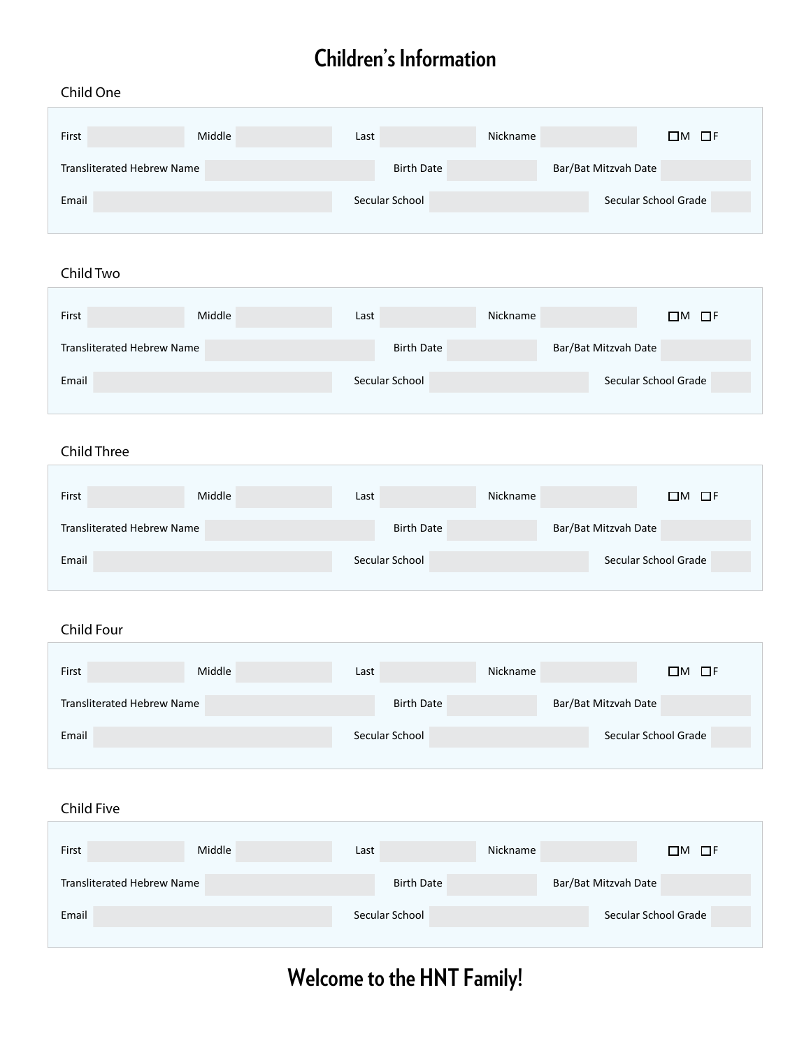# Children's Information

## Child One

First ______ Middle ______ Last ______ Nickname ______ ☐M ☐F

Transliterated Hebrew Name ______ Birth Date ______ Bar/Bat Mitzvah Date ______

Email ______ Secular School ______ Secular School Grade ______

## Child Two

First ______ Middle ______ Last ______ Nickname ______ ☐M ☐F

Transliterated Hebrew Name ______ Birth Date ______ Bar/Bat Mitzvah Date ______

Email ______ Secular School ______ Secular School Grade ______

## Child Three

First ______ Middle ______ Last ______ Nickname ______ ☐M ☐F

Transliterated Hebrew Name ______ Birth Date ______ Bar/Bat Mitzvah Date ______

Email ______ Secular School ______ Secular School Grade ______

## Child Four

First ______ Middle ______ Last ______ Nickname ______ ☐M ☐F

Transliterated Hebrew Name ______ Birth Date ______ Bar/Bat Mitzvah Date ______

Email ______ Secular School ______ Secular School Grade ______

## Child Five

First ______ Middle ______ Last ______ Nickname ______ ☐M ☐F

Transliterated Hebrew Name ______ Birth Date ______ Bar/Bat Mitzvah Date ______

Email ______ Secular School ______ Secular School Grade ______

# Welcome to the HNT Family!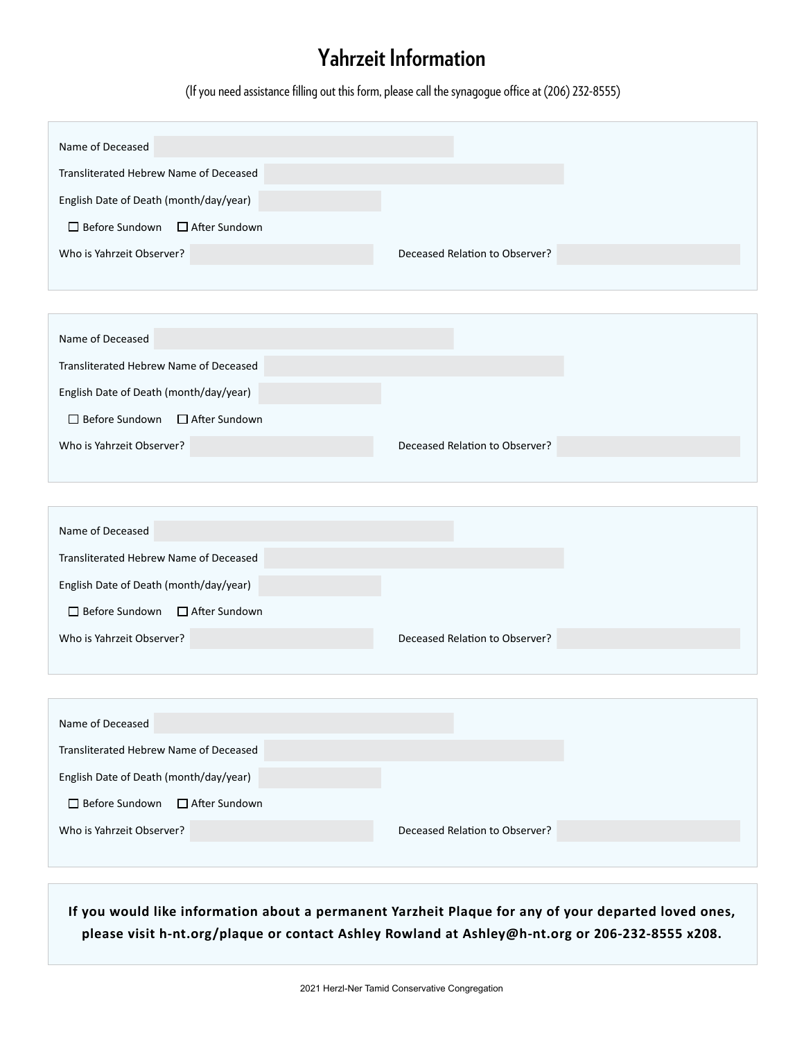# Yahrzeit Information

(If you need assistance filling out this form, please call the synagogue office at (206) 232-8555)

Name of Deceased

Transliterated Hebrew Name of Deceased

English Date of Death (month/day/year)

☐ Before Sundown ☐ After Sundown

Who is Yahrzeit Observer? Deceased Relation to Observer?

---

Name of Deceased

Transliterated Hebrew Name of Deceased

English Date of Death (month/day/year)

☐ Before Sundown ☐ After Sundown

Who is Yahrzeit Observer? Deceased Relation to Observer?

---

Name of Deceased

Transliterated Hebrew Name of Deceased

English Date of Death (month/day/year)

☐ Before Sundown ☐ After Sundown

Who is Yahrzeit Observer? Deceased Relation to Observer?

---

Name of Deceased

Transliterated Hebrew Name of Deceased

English Date of Death (month/day/year)

☐ Before Sundown ☐ After Sundown

Who is Yahrzeit Observer? Deceased Relation to Observer?

---

**If you would like information about a permanent Yarzheit Plaque for any of your departed loved ones, please visit h-nt.org/plaque or contact Ashley Rowland at Ashley@h-nt.org or 206-232-8555 x208.**

2021 Herzl-Ner Tamid Conservative Congregation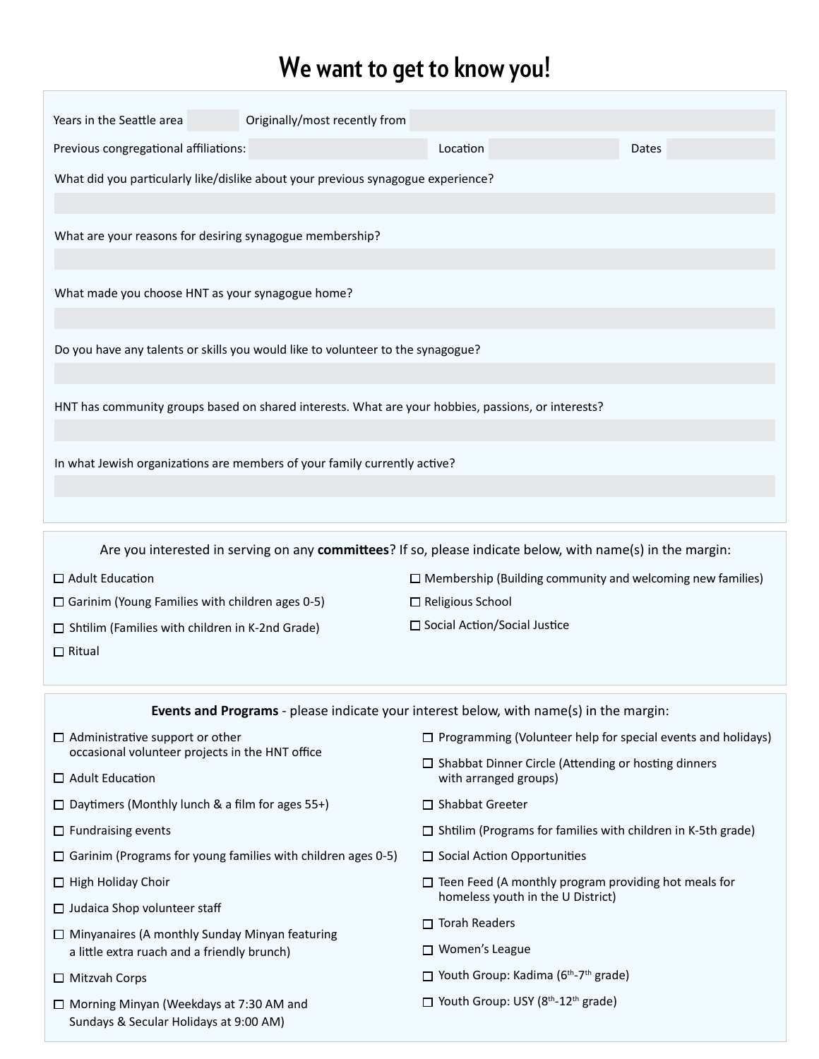# We want to get to know you!

Years in the Seattle area ______ Originally/most recently from ______

Previous congregational affiliations: ______ Location ______ Dates ______

What did you particularly like/dislike about your previous synagogue experience?

What are your reasons for desiring synagogue membership?

What made you choose HNT as your synagogue home?

Do you have any talents or skills you would like to volunteer to the synagogue?

HNT has community groups based on shared interests. What are your hobbies, passions, or interests?

In what Jewish organizations are members of your family currently active?

Are you interested in serving on any **committees**? If so, please indicate below, with name(s) in the margin:

- ☐ Adult Education
- ☐ Garinim (Young Families with children ages 0-5)
- ☐ Shtilim (Families with children in K-2nd Grade)
- ☐ Ritual
- ☐ Membership (Building community and welcoming new families)
- ☐ Religious School
- ☐ Social Action/Social Justice

**Events and Programs** - please indicate your interest below, with name(s) in the margin:

- ☐ Administrative support or other occasional volunteer projects in the HNT office
- ☐ Adult Education
- ☐ Daytimers (Monthly lunch & a film for ages 55+)
- ☐ Fundraising events
- ☐ Garinim (Programs for young families with children ages 0-5)
- ☐ High Holiday Choir
- ☐ Judaica Shop volunteer staff
- ☐ Minyanaires (A monthly Sunday Minyan featuring a little extra ruach and a friendly brunch)
- ☐ Mitzvah Corps
- ☐ Morning Minyan (Weekdays at 7:30 AM and Sundays & Secular Holidays at 9:00 AM)
- ☐ Programming (Volunteer help for special events and holidays)
- ☐ Shabbat Dinner Circle (Attending or hosting dinners with arranged groups)
- ☐ Shabbat Greeter
- ☐ Shtilim (Programs for families with children in K-5th grade)
- ☐ Social Action Opportunities
- ☐ Teen Feed (A monthly program providing hot meals for homeless youth in the U District)
- ☐ Torah Readers
- ☐ Women's League
- ☐ Youth Group: Kadima (6th-7th grade)
- ☐ Youth Group: USY (8th-12th grade)